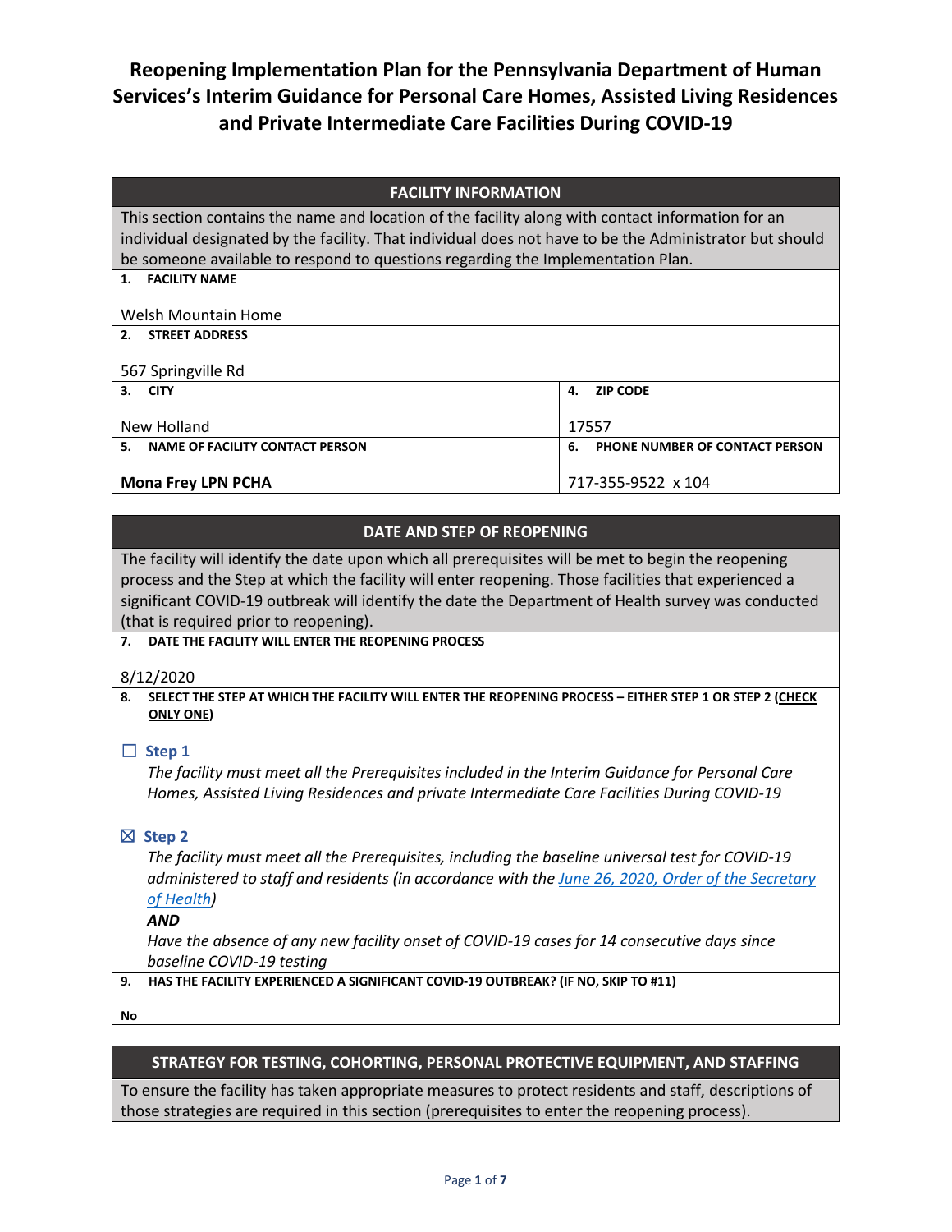# Reopening Implementation Plan for the Pennsylvania Department of Human Services's Interim Guidance for Personal Care Homes, Assisted Living Residences and Private Intermediate Care Facilities During COVID-19

## FACILITY INFORMATION

This section contains the name and location of the facility along with contact information for an individual designated by the facility. That individual does not have to be the Administrator but should be someone available to respond to questions regarding the Implementation Plan.

**1. FACILITY NAME**

Welsh Mountain Home

**2. STREET ADDRESS**

567 Springville Rd

| **3. CITY** | **4. ZIP CODE** |
|---|---|
| New Holland | 17557 |

| **5. NAME OF FACILITY CONTACT PERSON** | **6. PHONE NUMBER OF CONTACT PERSON** |
|---|---|
| **Mona Frey LPN PCHA** | 717-355-9522 x 104 |

## DATE AND STEP OF REOPENING

The facility will identify the date upon which all prerequisites will be met to begin the reopening process and the Step at which the facility will enter reopening. Those facilities that experienced a significant COVID-19 outbreak will identify the date the Department of Health survey was conducted (that is required prior to reopening).

**7. DATE THE FACILITY WILL ENTER THE REOPENING PROCESS**

8/12/2020

**8. SELECT THE STEP AT WHICH THE FACILITY WILL ENTER THE REOPENING PROCESS – EITHER STEP 1 OR STEP 2 (CHECK ONLY ONE)**

☐ **Step 1**

*The facility must meet all the Prerequisites included in the Interim Guidance for Personal Care Homes, Assisted Living Residences and private Intermediate Care Facilities During COVID-19*

☒ **Step 2**

*The facility must meet all the Prerequisites, including the baseline universal test for COVID-19 administered to staff and residents (in accordance with the June 26, 2020, Order of the Secretary of Health)*

***AND***

*Have the absence of any new facility onset of COVID-19 cases for 14 consecutive days since baseline COVID-19 testing*

**9. HAS THE FACILITY EXPERIENCED A SIGNIFICANT COVID-19 OUTBREAK? (IF NO, SKIP TO #11)**

**No**

## STRATEGY FOR TESTING, COHORTING, PERSONAL PROTECTIVE EQUIPMENT, AND STAFFING

To ensure the facility has taken appropriate measures to protect residents and staff, descriptions of those strategies are required in this section (prerequisites to enter the reopening process).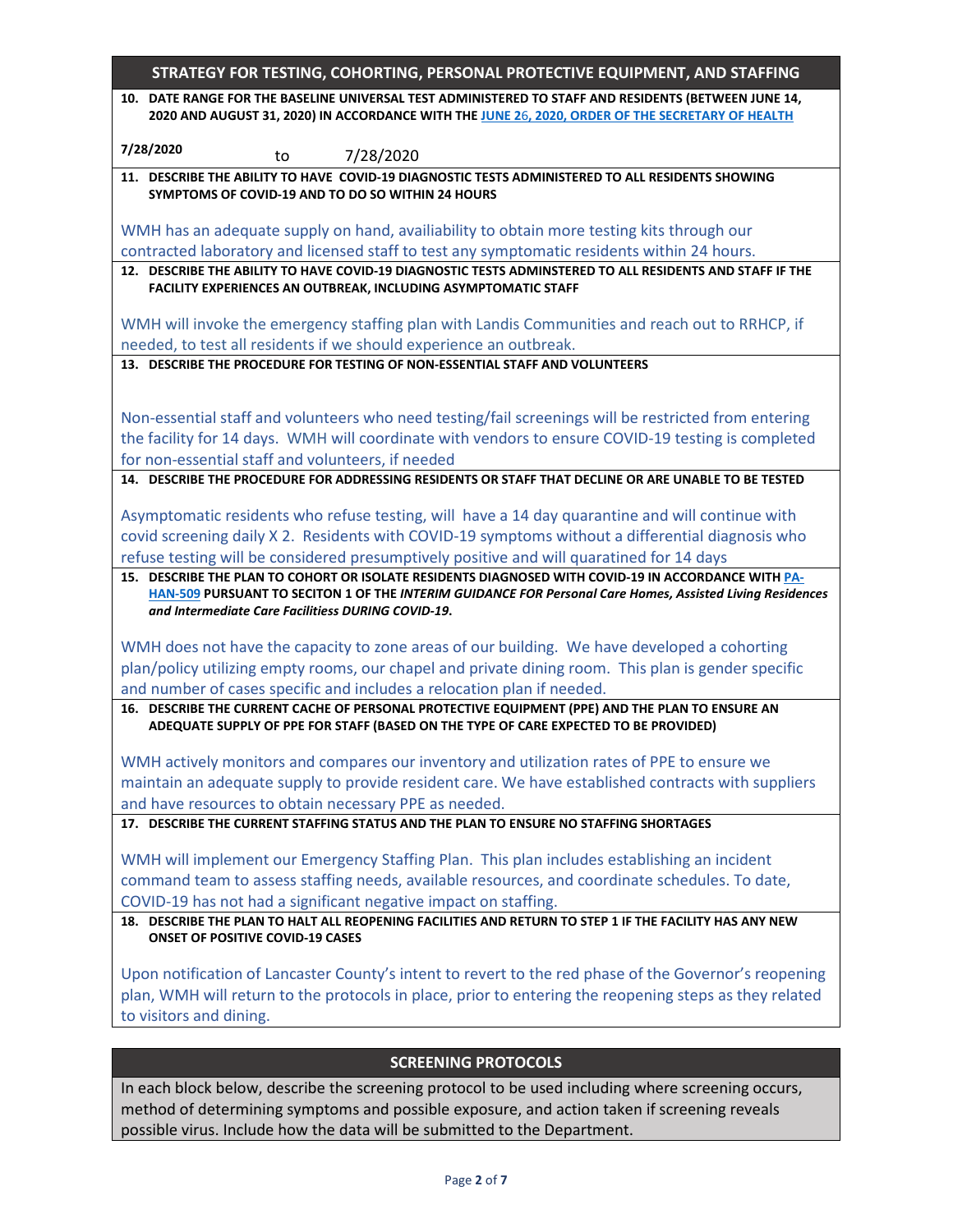## STRATEGY FOR TESTING, COHORTING, PERSONAL PROTECTIVE EQUIPMENT, AND STAFFING

**10. DATE RANGE FOR THE BASELINE UNIVERSAL TEST ADMINISTERED TO STAFF AND RESIDENTS (BETWEEN JUNE 14, 2020 AND AUGUST 31, 2020) IN ACCORDANCE WITH THE JUNE 26, 2020, ORDER OF THE SECRETARY OF HEALTH**

**7/28/2020** to 7/28/2020

**11. DESCRIBE THE ABILITY TO HAVE COVID-19 DIAGNOSTIC TESTS ADMINISTERED TO ALL RESIDENTS SHOWING SYMPTOMS OF COVID-19 AND TO DO SO WITHIN 24 HOURS**

WMH has an adequate supply on hand, availiability to obtain more testing kits through our contracted laboratory and licensed staff to test any symptomatic residents within 24 hours.

**12. DESCRIBE THE ABILITY TO HAVE COVID-19 DIAGNOSTIC TESTS ADMINSTERED TO ALL RESIDENTS AND STAFF IF THE FACILITY EXPERIENCES AN OUTBREAK, INCLUDING ASYMPTOMATIC STAFF**

WMH will invoke the emergency staffing plan with Landis Communities and reach out to RRHCP, if needed, to test all residents if we should experience an outbreak.

**13. DESCRIBE THE PROCEDURE FOR TESTING OF NON-ESSENTIAL STAFF AND VOLUNTEERS**

Non-essential staff and volunteers who need testing/fail screenings will be restricted from entering the facility for 14 days. WMH will coordinate with vendors to ensure COVID-19 testing is completed for non-essential staff and volunteers, if needed

**14. DESCRIBE THE PROCEDURE FOR ADDRESSING RESIDENTS OR STAFF THAT DECLINE OR ARE UNABLE TO BE TESTED**

Asymptomatic residents who refuse testing, will have a 14 day quarantine and will continue with covid screening daily X 2. Residents with COVID-19 symptoms without a differential diagnosis who refuse testing will be considered presumptively positive and will quaratined for 14 days

**15. DESCRIBE THE PLAN TO COHORT OR ISOLATE RESIDENTS DIAGNOSED WITH COVID-19 IN ACCORDANCE WITH PA-HAN-509 PURSUANT TO SECITON 1 OF THE *INTERIM GUIDANCE FOR Personal Care Homes, Assisted Living Residences and Intermediate Care Facilitiess DURING COVID-19*.**

WMH does not have the capacity to zone areas of our building. We have developed a cohorting plan/policy utilizing empty rooms, our chapel and private dining room. This plan is gender specific and number of cases specific and includes a relocation plan if needed.

**16. DESCRIBE THE CURRENT CACHE OF PERSONAL PROTECTIVE EQUIPMENT (PPE) AND THE PLAN TO ENSURE AN ADEQUATE SUPPLY OF PPE FOR STAFF (BASED ON THE TYPE OF CARE EXPECTED TO BE PROVIDED)**

WMH actively monitors and compares our inventory and utilization rates of PPE to ensure we maintain an adequate supply to provide resident care. We have established contracts with suppliers and have resources to obtain necessary PPE as needed.

**17. DESCRIBE THE CURRENT STAFFING STATUS AND THE PLAN TO ENSURE NO STAFFING SHORTAGES**

WMH will implement our Emergency Staffing Plan. This plan includes establishing an incident command team to assess staffing needs, available resources, and coordinate schedules. To date, COVID-19 has not had a significant negative impact on staffing.

**18. DESCRIBE THE PLAN TO HALT ALL REOPENING FACILITIES AND RETURN TO STEP 1 IF THE FACILITY HAS ANY NEW ONSET OF POSITIVE COVID-19 CASES**

Upon notification of Lancaster County's intent to revert to the red phase of the Governor's reopening plan, WMH will return to the protocols in place, prior to entering the reopening steps as they related to visitors and dining.

## SCREENING PROTOCOLS

In each block below, describe the screening protocol to be used including where screening occurs, method of determining symptoms and possible exposure, and action taken if screening reveals possible virus. Include how the data will be submitted to the Department.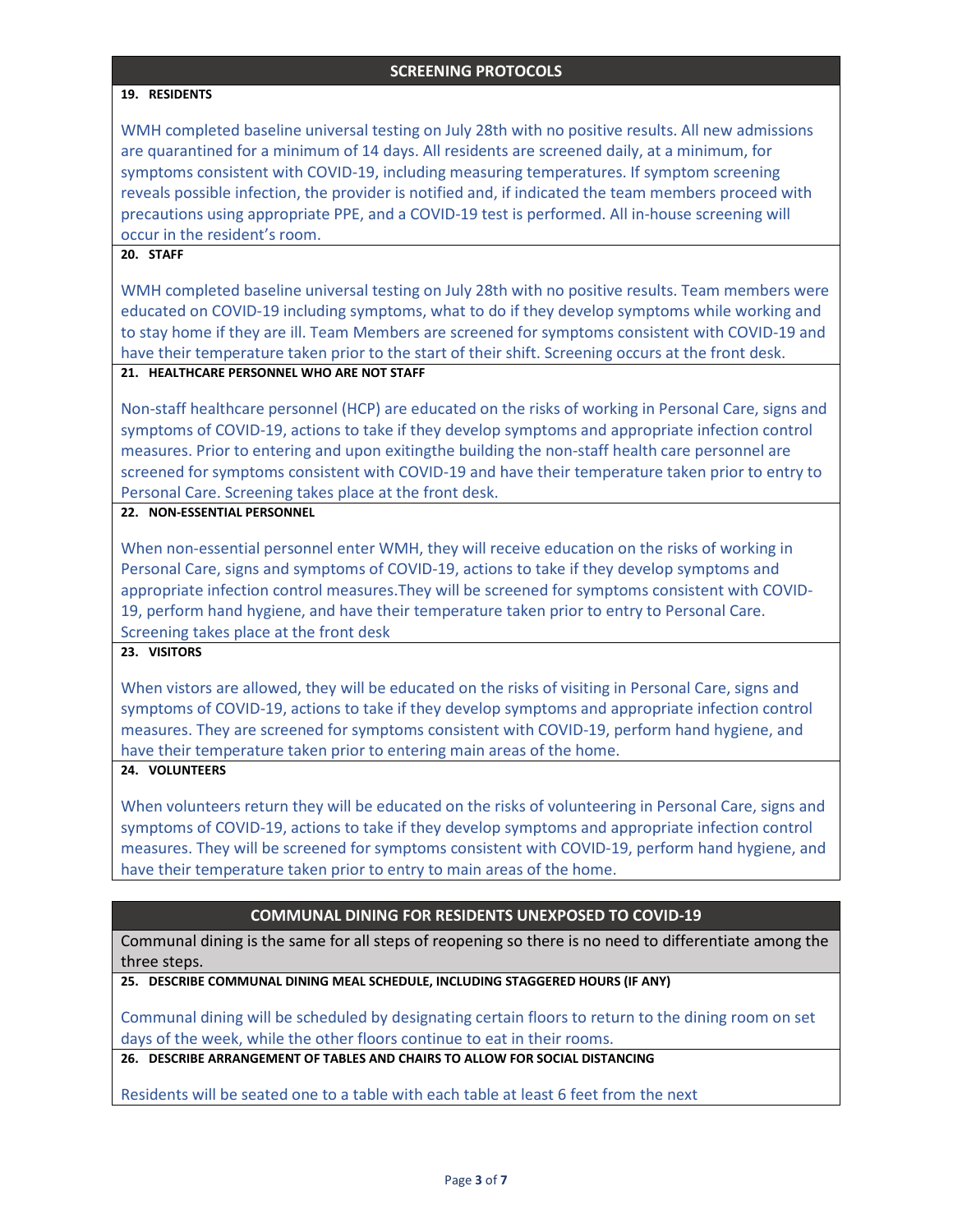## SCREENING PROTOCOLS

**19. RESIDENTS**

WMH completed baseline universal testing on July 28th with no positive results. All new admissions are quarantined for a minimum of 14 days. All residents are screened daily, at a minimum, for symptoms consistent with COVID-19, including measuring temperatures. If symptom screening reveals possible infection, the provider is notified and, if indicated the team members proceed with precautions using appropriate PPE, and a COVID-19 test is performed. All in-house screening will occur in the resident's room.

**20. STAFF**

WMH completed baseline universal testing on July 28th with no positive results. Team members were educated on COVID-19 including symptoms, what to do if they develop symptoms while working and to stay home if they are ill. Team Members are screened for symptoms consistent with COVID-19 and have their temperature taken prior to the start of their shift. Screening occurs at the front desk.

**21. HEALTHCARE PERSONNEL WHO ARE NOT STAFF**

Non-staff healthcare personnel (HCP) are educated on the risks of working in Personal Care, signs and symptoms of COVID-19, actions to take if they develop symptoms and appropriate infection control measures. Prior to entering and upon exitingthe building the non-staff health care personnel are screened for symptoms consistent with COVID-19 and have their temperature taken prior to entry to Personal Care. Screening takes place at the front desk.

**22. NON-ESSENTIAL PERSONNEL**

When non-essential personnel enter WMH, they will receive education on the risks of working in Personal Care, signs and symptoms of COVID-19, actions to take if they develop symptoms and appropriate infection control measures.They will be screened for symptoms consistent with COVID-19, perform hand hygiene, and have their temperature taken prior to entry to Personal Care. Screening takes place at the front desk

**23. VISITORS**

When vistors are allowed, they will be educated on the risks of visiting in Personal Care, signs and symptoms of COVID-19, actions to take if they develop symptoms and appropriate infection control measures. They are screened for symptoms consistent with COVID-19, perform hand hygiene, and have their temperature taken prior to entering main areas of the home.

**24. VOLUNTEERS**

When volunteers return they will be educated on the risks of volunteering in Personal Care, signs and symptoms of COVID-19, actions to take if they develop symptoms and appropriate infection control measures. They will be screened for symptoms consistent with COVID-19, perform hand hygiene, and have their temperature taken prior to entry to main areas of the home.

## COMMUNAL DINING FOR RESIDENTS UNEXPOSED TO COVID-19

Communal dining is the same for all steps of reopening so there is no need to differentiate among the three steps.

**25. DESCRIBE COMMUNAL DINING MEAL SCHEDULE, INCLUDING STAGGERED HOURS (IF ANY)**

Communal dining will be scheduled by designating certain floors to return to the dining room on set days of the week, while the other floors continue to eat in their rooms.

**26. DESCRIBE ARRANGEMENT OF TABLES AND CHAIRS TO ALLOW FOR SOCIAL DISTANCING**

Residents will be seated one to a table with each table at least 6 feet from the next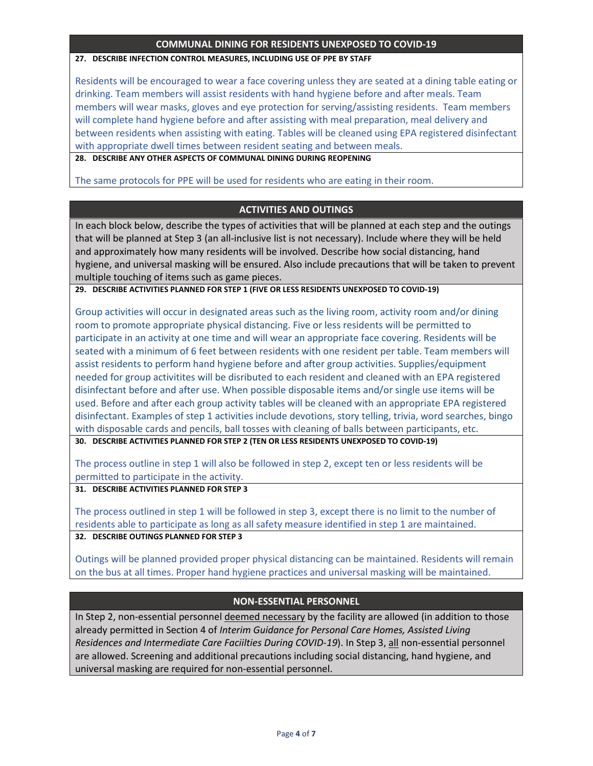## COMMUNAL DINING FOR RESIDENTS UNEXPOSED TO COVID-19

**27. DESCRIBE INFECTION CONTROL MEASURES, INCLUDING USE OF PPE BY STAFF**

Residents will be encouraged to wear a face covering unless they are seated at a dining table eating or drinking. Team members will assist residents with hand hygiene before and after meals. Team members will wear masks, gloves and eye protection for serving/assisting residents. Team members will complete hand hygiene before and after assisting with meal preparation, meal delivery and between residents when assisting with eating. Tables will be cleaned using EPA registered disinfectant with appropriate dwell times between resident seating and between meals.

**28. DESCRIBE ANY OTHER ASPECTS OF COMMUNAL DINING DURING REOPENING**

The same protocols for PPE will be used for residents who are eating in their room.

## ACTIVITIES AND OUTINGS

In each block below, describe the types of activities that will be planned at each step and the outings that will be planned at Step 3 (an all-inclusive list is not necessary). Include where they will be held and approximately how many residents will be involved. Describe how social distancing, hand hygiene, and universal masking will be ensured. Also include precautions that will be taken to prevent multiple touching of items such as game pieces.

**29. DESCRIBE ACTIVITIES PLANNED FOR STEP 1 (FIVE OR LESS RESIDENTS UNEXPOSED TO COVID-19)**

Group activities will occur in designated areas such as the living room, activity room and/or dining room to promote appropriate physical distancing. Five or less residents will be permitted to participate in an activity at one time and will wear an appropriate face covering. Residents will be seated with a minimum of 6 feet between residents with one resident per table. Team members will assist residents to perform hand hygiene before and after group activities. Supplies/equipment needed for group activitites will be disributed to each resident and cleaned with an EPA registered disinfectant before and after use. When possible disposable items and/or single use items will be used. Before and after each group activity tables will be cleaned with an appropriate EPA registered disinfectant. Examples of step 1 activities include devotions, story telling, trivia, word searches, bingo with disposable cards and pencils, ball tosses with cleaning of balls between participants, etc.

**30. DESCRIBE ACTIVITIES PLANNED FOR STEP 2 (TEN OR LESS RESIDENTS UNEXPOSED TO COVID-19)**

The process outline in step 1 will also be followed in step 2, except ten or less residents will be permitted to participate in the activity.

**31. DESCRIBE ACTIVITIES PLANNED FOR STEP 3**

The process outlined in step 1 will be followed in step 3, except there is no limit to the number of residents able to participate as long as all safety measure identified in step 1 are maintained.

**32. DESCRIBE OUTINGS PLANNED FOR STEP 3**

Outings will be planned provided proper physical distancing can be maintained. Residents will remain on the bus at all times. Proper hand hygiene practices and universal masking will be maintained.

## NON-ESSENTIAL PERSONNEL

In Step 2, non-essential personnel deemed necessary by the facility are allowed (in addition to those already permitted in Section 4 of *Interim Guidance for Personal Care Homes, Assisted Living Residences and Intermediate Care Faciilties During COVID-19*). In Step 3, all non-essential personnel are allowed. Screening and additional precautions including social distancing, hand hygiene, and universal masking are required for non-essential personnel.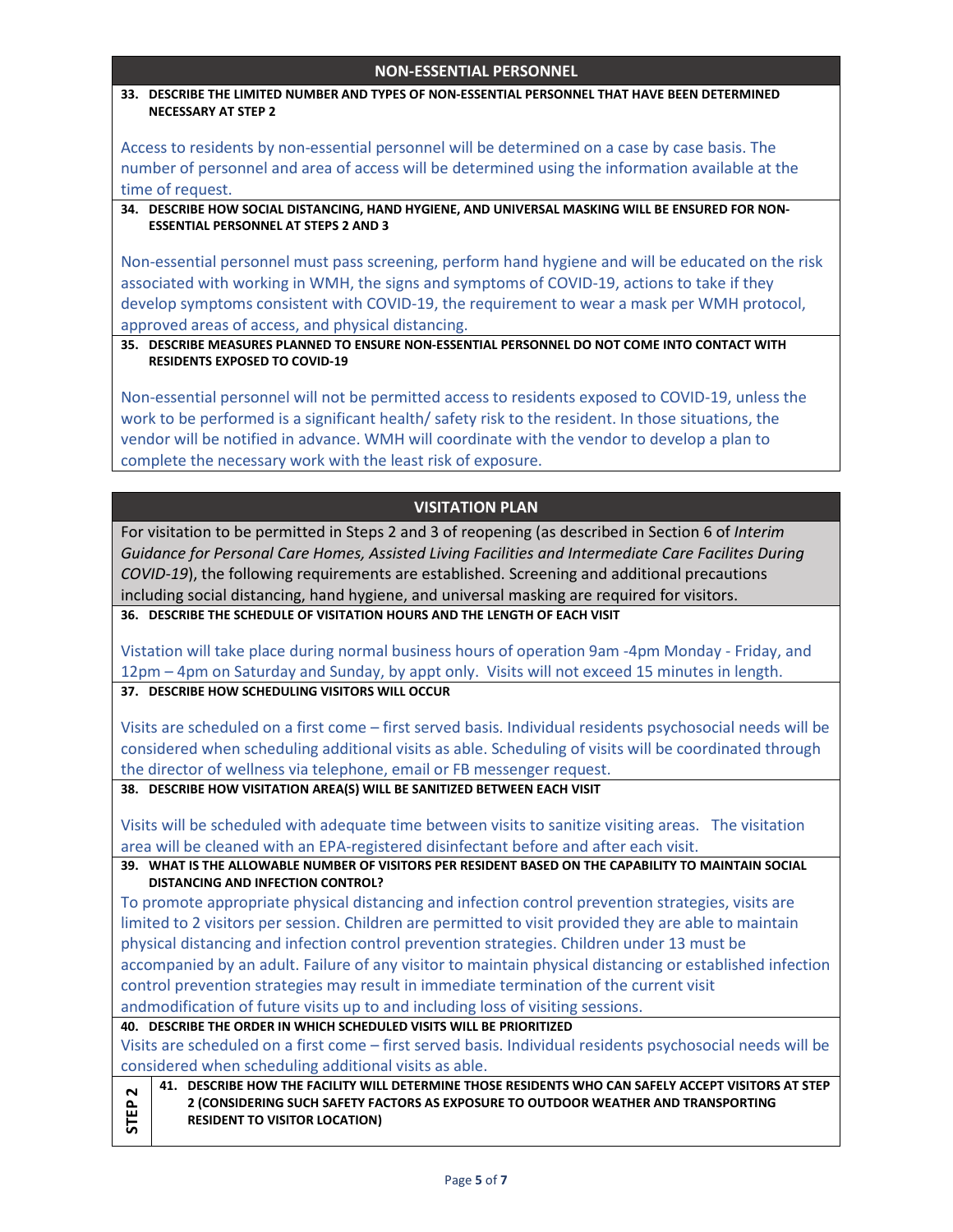## NON-ESSENTIAL PERSONNEL

**33. DESCRIBE THE LIMITED NUMBER AND TYPES OF NON-ESSENTIAL PERSONNEL THAT HAVE BEEN DETERMINED NECESSARY AT STEP 2**

Access to residents by non-essential personnel will be determined on a case by case basis. The number of personnel and area of access will be determined using the information available at the time of request.

**34. DESCRIBE HOW SOCIAL DISTANCING, HAND HYGIENE, AND UNIVERSAL MASKING WILL BE ENSURED FOR NON-ESSENTIAL PERSONNEL AT STEPS 2 AND 3**

Non-essential personnel must pass screening, perform hand hygiene and will be educated on the risk associated with working in WMH, the signs and symptoms of COVID-19, actions to take if they develop symptoms consistent with COVID-19, the requirement to wear a mask per WMH protocol, approved areas of access, and physical distancing.

**35. DESCRIBE MEASURES PLANNED TO ENSURE NON-ESSENTIAL PERSONNEL DO NOT COME INTO CONTACT WITH RESIDENTS EXPOSED TO COVID-19**

Non-essential personnel will not be permitted access to residents exposed to COVID-19, unless the work to be performed is a significant health/ safety risk to the resident. In those situations, the vendor will be notified in advance. WMH will coordinate with the vendor to develop a plan to complete the necessary work with the least risk of exposure.

## VISITATION PLAN

For visitation to be permitted in Steps 2 and 3 of reopening (as described in Section 6 of *Interim Guidance for Personal Care Homes, Assisted Living Facilities and Intermediate Care Facilites During COVID-19*), the following requirements are established. Screening and additional precautions including social distancing, hand hygiene, and universal masking are required for visitors.

**36. DESCRIBE THE SCHEDULE OF VISITATION HOURS AND THE LENGTH OF EACH VISIT**

Vistation will take place during normal business hours of operation 9am -4pm Monday - Friday, and 12pm – 4pm on Saturday and Sunday, by appt only. Visits will not exceed 15 minutes in length.

**37. DESCRIBE HOW SCHEDULING VISITORS WILL OCCUR**

Visits are scheduled on a first come – first served basis. Individual residents psychosocial needs will be considered when scheduling additional visits as able. Scheduling of visits will be coordinated through the director of wellness via telephone, email or FB messenger request.

**38. DESCRIBE HOW VISITATION AREA(S) WILL BE SANITIZED BETWEEN EACH VISIT**

Visits will be scheduled with adequate time between visits to sanitize visiting areas. The visitation area will be cleaned with an EPA-registered disinfectant before and after each visit.

**39. WHAT IS THE ALLOWABLE NUMBER OF VISITORS PER RESIDENT BASED ON THE CAPABILITY TO MAINTAIN SOCIAL DISTANCING AND INFECTION CONTROL?**

To promote appropriate physical distancing and infection control prevention strategies, visits are limited to 2 visitors per session. Children are permitted to visit provided they are able to maintain physical distancing and infection control prevention strategies. Children under 13 must be accompanied by an adult. Failure of any visitor to maintain physical distancing or established infection control prevention strategies may result in immediate termination of the current visit andmodification of future visits up to and including loss of visiting sessions.

**40. DESCRIBE THE ORDER IN WHICH SCHEDULED VISITS WILL BE PRIORITIZED**

Visits are scheduled on a first come – first served basis. Individual residents psychosocial needs will be considered when scheduling additional visits as able.

**STEP 2**

**41. DESCRIBE HOW THE FACILITY WILL DETERMINE THOSE RESIDENTS WHO CAN SAFELY ACCEPT VISITORS AT STEP 2 (CONSIDERING SUCH SAFETY FACTORS AS EXPOSURE TO OUTDOOR WEATHER AND TRANSPORTING RESIDENT TO VISITOR LOCATION)**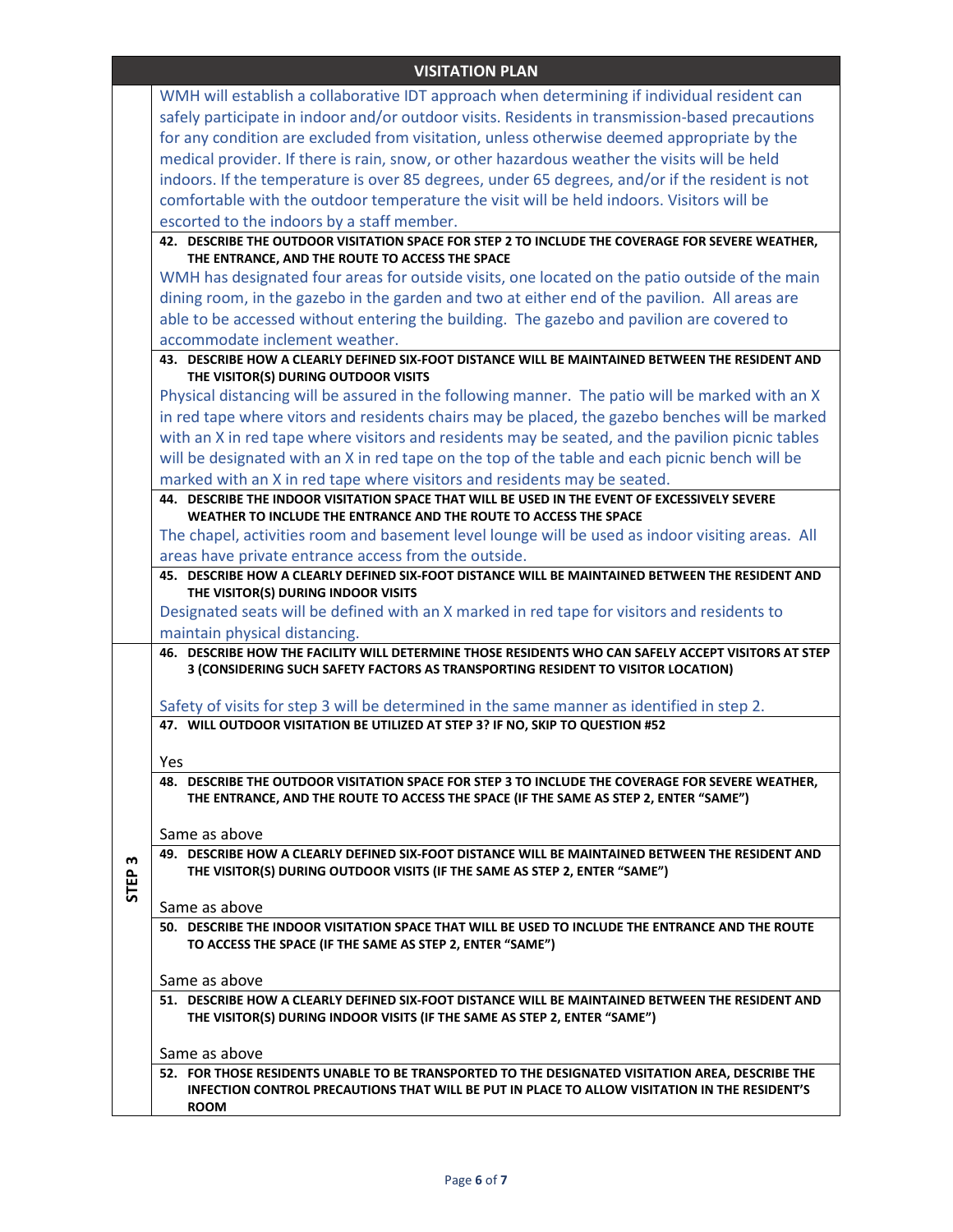## VISITATION PLAN

WMH will establish a collaborative IDT approach when determining if individual resident can safely participate in indoor and/or outdoor visits. Residents in transmission-based precautions for any condition are excluded from visitation, unless otherwise deemed appropriate by the medical provider. If there is rain, snow, or other hazardous weather the visits will be held indoors. If the temperature is over 85 degrees, under 65 degrees, and/or if the resident is not comfortable with the outdoor temperature the visit will be held indoors. Visitors will be escorted to the indoors by a staff member.

**42. DESCRIBE THE OUTDOOR VISITATION SPACE FOR STEP 2 TO INCLUDE THE COVERAGE FOR SEVERE WEATHER, THE ENTRANCE, AND THE ROUTE TO ACCESS THE SPACE**

WMH has designated four areas for outside visits, one located on the patio outside of the main dining room, in the gazebo in the garden and two at either end of the pavilion. All areas are able to be accessed without entering the building. The gazebo and pavilion are covered to accommodate inclement weather.

**43. DESCRIBE HOW A CLEARLY DEFINED SIX-FOOT DISTANCE WILL BE MAINTAINED BETWEEN THE RESIDENT AND THE VISITOR(S) DURING OUTDOOR VISITS**

Physical distancing will be assured in the following manner. The patio will be marked with an X in red tape where vitors and residents chairs may be placed, the gazebo benches will be marked with an X in red tape where visitors and residents may be seated, and the pavilion picnic tables will be designated with an X in red tape on the top of the table and each picnic bench will be marked with an X in red tape where visitors and residents may be seated.

**44. DESCRIBE THE INDOOR VISITATION SPACE THAT WILL BE USED IN THE EVENT OF EXCESSIVELY SEVERE WEATHER TO INCLUDE THE ENTRANCE AND THE ROUTE TO ACCESS THE SPACE**

The chapel, activities room and basement level lounge will be used as indoor visiting areas. All areas have private entrance access from the outside.

**45. DESCRIBE HOW A CLEARLY DEFINED SIX-FOOT DISTANCE WILL BE MAINTAINED BETWEEN THE RESIDENT AND THE VISITOR(S) DURING INDOOR VISITS**

Designated seats will be defined with an X marked in red tape for visitors and residents to maintain physical distancing.

### STEP 3

**46. DESCRIBE HOW THE FACILITY WILL DETERMINE THOSE RESIDENTS WHO CAN SAFELY ACCEPT VISITORS AT STEP 3 (CONSIDERING SUCH SAFETY FACTORS AS TRANSPORTING RESIDENT TO VISITOR LOCATION)**

Safety of visits for step 3 will be determined in the same manner as identified in step 2.

**47. WILL OUTDOOR VISITATION BE UTILIZED AT STEP 3? IF NO, SKIP TO QUESTION #52**

Yes

**48. DESCRIBE THE OUTDOOR VISITATION SPACE FOR STEP 3 TO INCLUDE THE COVERAGE FOR SEVERE WEATHER, THE ENTRANCE, AND THE ROUTE TO ACCESS THE SPACE (IF THE SAME AS STEP 2, ENTER "SAME")**

Same as above

**49. DESCRIBE HOW A CLEARLY DEFINED SIX-FOOT DISTANCE WILL BE MAINTAINED BETWEEN THE RESIDENT AND THE VISITOR(S) DURING OUTDOOR VISITS (IF THE SAME AS STEP 2, ENTER "SAME")**

Same as above

**50. DESCRIBE THE INDOOR VISITATION SPACE THAT WILL BE USED TO INCLUDE THE ENTRANCE AND THE ROUTE TO ACCESS THE SPACE (IF THE SAME AS STEP 2, ENTER "SAME")**

Same as above

**51. DESCRIBE HOW A CLEARLY DEFINED SIX-FOOT DISTANCE WILL BE MAINTAINED BETWEEN THE RESIDENT AND THE VISITOR(S) DURING INDOOR VISITS (IF THE SAME AS STEP 2, ENTER "SAME")**

Same as above

**52. FOR THOSE RESIDENTS UNABLE TO BE TRANSPORTED TO THE DESIGNATED VISITATION AREA, DESCRIBE THE INFECTION CONTROL PRECAUTIONS THAT WILL BE PUT IN PLACE TO ALLOW VISITATION IN THE RESIDENT'S ROOM**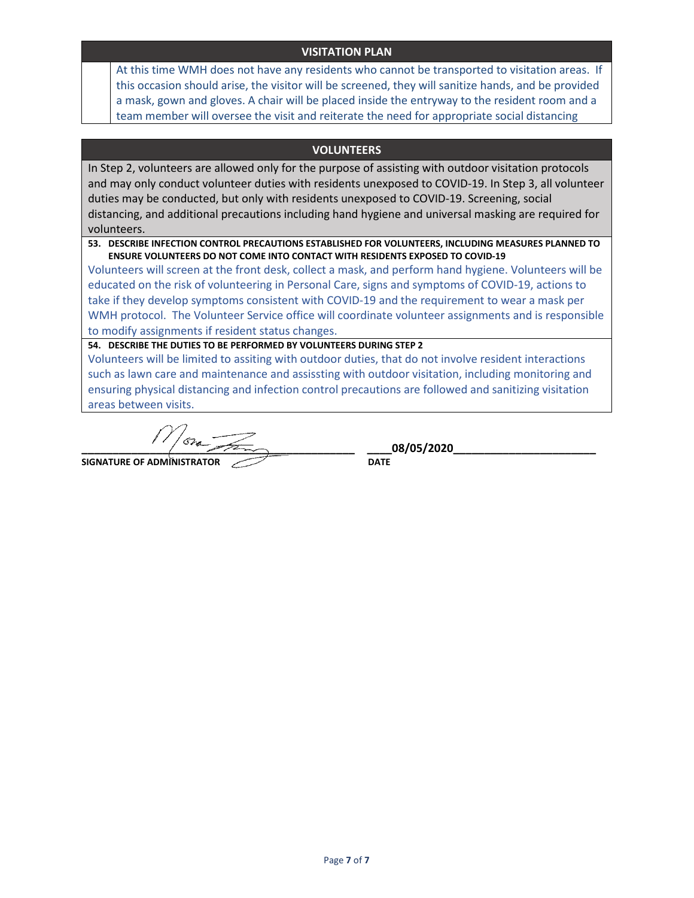## VISITATION PLAN

At this time WMH does not have any residents who cannot be transported to visitation areas. If this occasion should arise, the visitor will be screened, they will sanitize hands, and be provided a mask, gown and gloves. A chair will be placed inside the entryway to the resident room and a team member will oversee the visit and reiterate the need for appropriate social distancing

## VOLUNTEERS

In Step 2, volunteers are allowed only for the purpose of assisting with outdoor visitation protocols and may only conduct volunteer duties with residents unexposed to COVID-19. In Step 3, all volunteer duties may be conducted, but only with residents unexposed to COVID-19. Screening, social distancing, and additional precautions including hand hygiene and universal masking are required for volunteers.

**53. DESCRIBE INFECTION CONTROL PRECAUTIONS ESTABLISHED FOR VOLUNTEERS, INCLUDING MEASURES PLANNED TO ENSURE VOLUNTEERS DO NOT COME INTO CONTACT WITH RESIDENTS EXPOSED TO COVID-19**

Volunteers will screen at the front desk, collect a mask, and perform hand hygiene. Volunteers will be educated on the risk of volunteering in Personal Care, signs and symptoms of COVID-19, actions to take if they develop symptoms consistent with COVID-19 and the requirement to wear a mask per WMH protocol. The Volunteer Service office will coordinate volunteer assignments and is responsible to modify assignments if resident status changes.

**54. DESCRIBE THE DUTIES TO BE PERFORMED BY VOLUNTEERS DURING STEP 2**

Volunteers will be limited to assiting with outdoor duties, that do not involve resident interactions such as lawn care and maintenance and assissting with outdoor visitation, including monitoring and ensuring physical distancing and infection control precautions are followed and sanitizing visitation areas between visits.

**SIGNATURE OF ADMINISTRATOR** [signature] **DATE** 08/05/2020